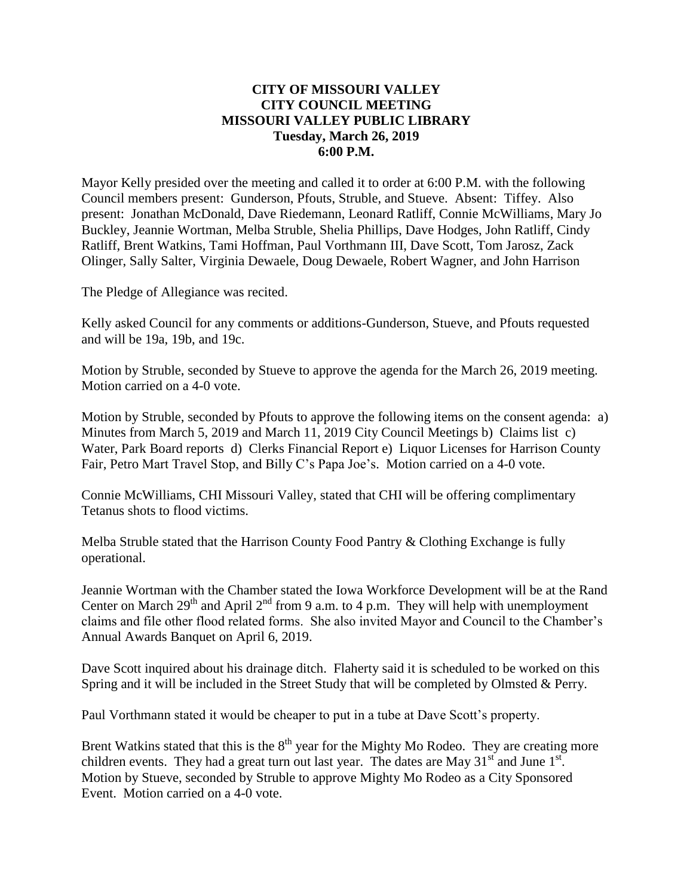# CITY OF MISSOURI VALLEY
# CITY COUNCIL MEETING
# MISSOURI VALLEY PUBLIC LIBRARY
**Tuesday, March 26, 2019**
**6:00 P.M.**

Mayor Kelly presided over the meeting and called it to order at 6:00 P.M. with the following Council members present: Gunderson, Pfouts, Struble, and Stueve. Absent: Tiffey. Also present: Jonathan McDonald, Dave Riedemann, Leonard Ratliff, Connie McWilliams, Mary Jo Buckley, Jeannie Wortman, Melba Struble, Shelia Phillips, Dave Hodges, John Ratliff, Cindy Ratliff, Brent Watkins, Tami Hoffman, Paul Vorthmann III, Dave Scott, Tom Jarosz, Zack Olinger, Sally Salter, Virginia Dewaele, Doug Dewaele, Robert Wagner, and John Harrison

The Pledge of Allegiance was recited.

Kelly asked Council for any comments or additions-Gunderson, Stueve, and Pfouts requested and will be 19a, 19b, and 19c.

Motion by Struble, seconded by Stueve to approve the agenda for the March 26, 2019 meeting. Motion carried on a 4-0 vote.

Motion by Struble, seconded by Pfouts to approve the following items on the consent agenda: a) Minutes from March 5, 2019 and March 11, 2019 City Council Meetings b) Claims list c) Water, Park Board reports d) Clerks Financial Report e) Liquor Licenses for Harrison County Fair, Petro Mart Travel Stop, and Billy C's Papa Joe's. Motion carried on a 4-0 vote.

Connie McWilliams, CHI Missouri Valley, stated that CHI will be offering complimentary Tetanus shots to flood victims.

Melba Struble stated that the Harrison County Food Pantry & Clothing Exchange is fully operational.

Jeannie Wortman with the Chamber stated the Iowa Workforce Development will be at the Rand Center on March 29th and April 2nd from 9 a.m. to 4 p.m. They will help with unemployment claims and file other flood related forms. She also invited Mayor and Council to the Chamber's Annual Awards Banquet on April 6, 2019.

Dave Scott inquired about his drainage ditch. Flaherty said it is scheduled to be worked on this Spring and it will be included in the Street Study that will be completed by Olmsted & Perry.

Paul Vorthmann stated it would be cheaper to put in a tube at Dave Scott's property.

Brent Watkins stated that this is the 8th year for the Mighty Mo Rodeo. They are creating more children events. They had a great turn out last year. The dates are May 31st and June 1st. Motion by Stueve, seconded by Struble to approve Mighty Mo Rodeo as a City Sponsored Event. Motion carried on a 4-0 vote.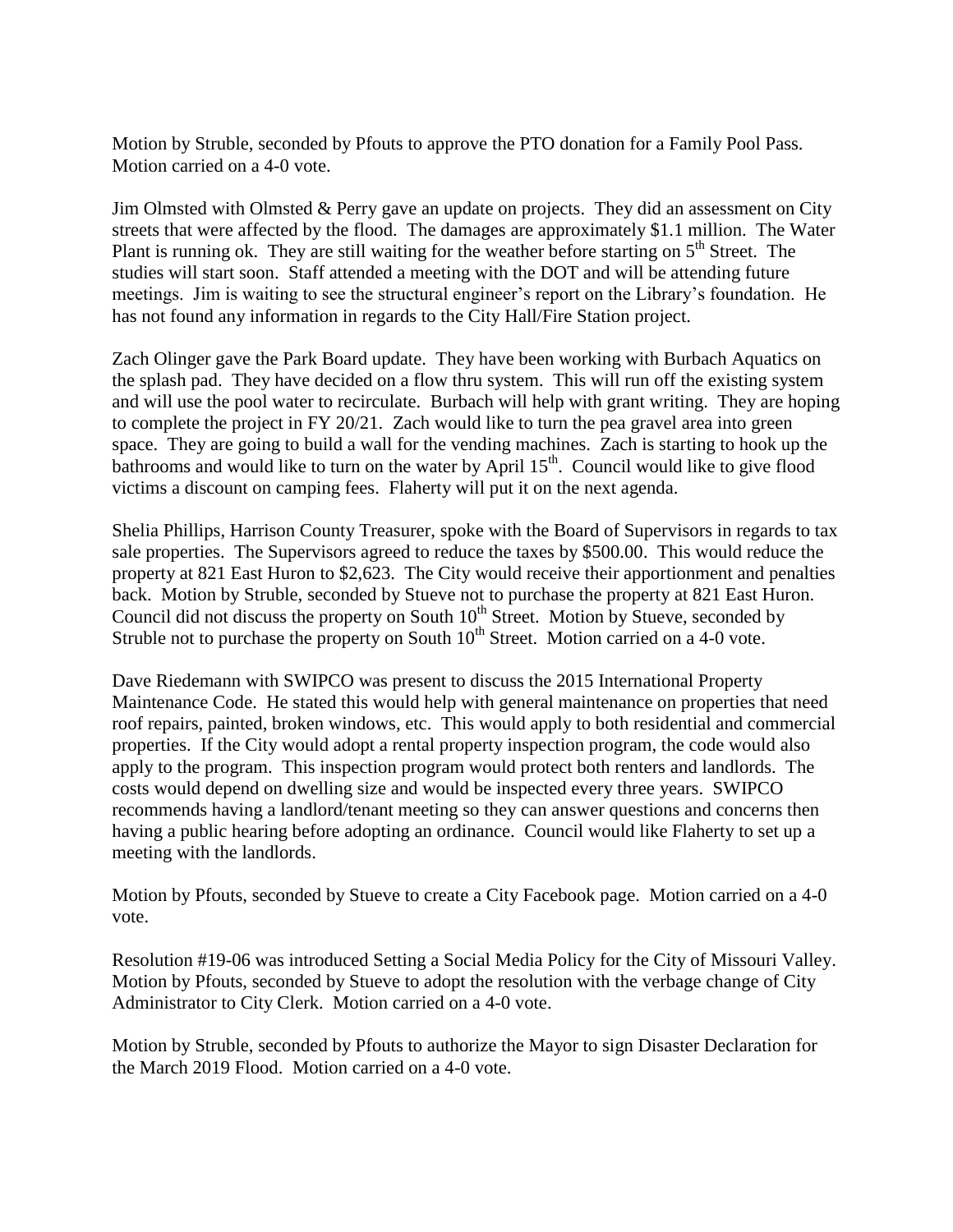Motion by Struble, seconded by Pfouts to approve the PTO donation for a Family Pool Pass. Motion carried on a 4-0 vote.

Jim Olmsted with Olmsted & Perry gave an update on projects. They did an assessment on City streets that were affected by the flood. The damages are approximately $1.1 million. The Water Plant is running ok. They are still waiting for the weather before starting on 5th Street. The studies will start soon. Staff attended a meeting with the DOT and will be attending future meetings. Jim is waiting to see the structural engineer's report on the Library's foundation. He has not found any information in regards to the City Hall/Fire Station project.

Zach Olinger gave the Park Board update. They have been working with Burbach Aquatics on the splash pad. They have decided on a flow thru system. This will run off the existing system and will use the pool water to recirculate. Burbach will help with grant writing. They are hoping to complete the project in FY 20/21. Zach would like to turn the pea gravel area into green space. They are going to build a wall for the vending machines. Zach is starting to hook up the bathrooms and would like to turn on the water by April 15th. Council would like to give flood victims a discount on camping fees. Flaherty will put it on the next agenda.

Shelia Phillips, Harrison County Treasurer, spoke with the Board of Supervisors in regards to tax sale properties. The Supervisors agreed to reduce the taxes by $500.00. This would reduce the property at 821 East Huron to $2,623. The City would receive their apportionment and penalties back. Motion by Struble, seconded by Stueve not to purchase the property at 821 East Huron. Council did not discuss the property on South 10th Street. Motion by Stueve, seconded by Struble not to purchase the property on South 10th Street. Motion carried on a 4-0 vote.

Dave Riedemann with SWIPCO was present to discuss the 2015 International Property Maintenance Code. He stated this would help with general maintenance on properties that need roof repairs, painted, broken windows, etc. This would apply to both residential and commercial properties. If the City would adopt a rental property inspection program, the code would also apply to the program. This inspection program would protect both renters and landlords. The costs would depend on dwelling size and would be inspected every three years. SWIPCO recommends having a landlord/tenant meeting so they can answer questions and concerns then having a public hearing before adopting an ordinance. Council would like Flaherty to set up a meeting with the landlords.

Motion by Pfouts, seconded by Stueve to create a City Facebook page. Motion carried on a 4-0 vote.

Resolution #19-06 was introduced Setting a Social Media Policy for the City of Missouri Valley. Motion by Pfouts, seconded by Stueve to adopt the resolution with the verbage change of City Administrator to City Clerk. Motion carried on a 4-0 vote.

Motion by Struble, seconded by Pfouts to authorize the Mayor to sign Disaster Declaration for the March 2019 Flood. Motion carried on a 4-0 vote.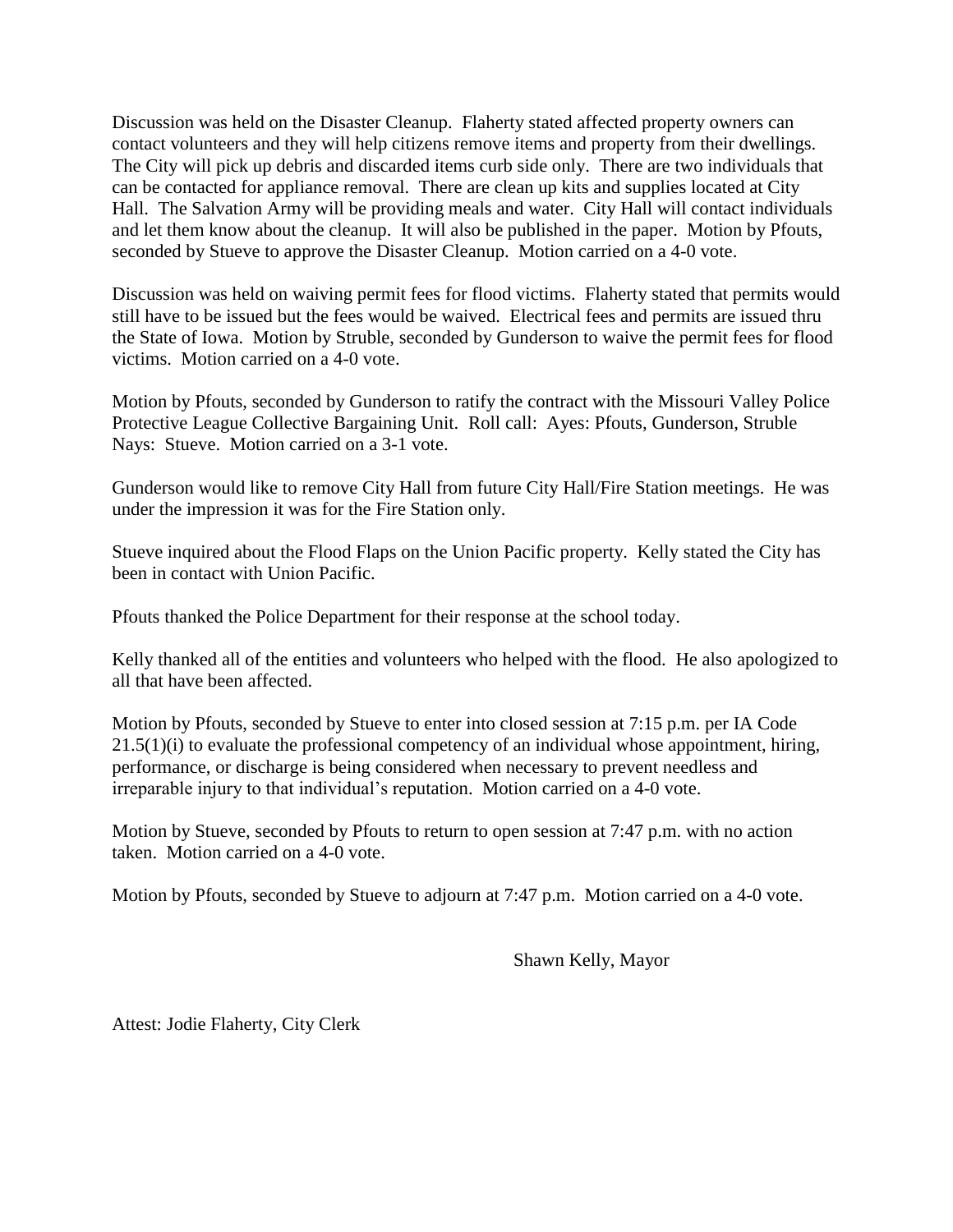Discussion was held on the Disaster Cleanup. Flaherty stated affected property owners can contact volunteers and they will help citizens remove items and property from their dwellings. The City will pick up debris and discarded items curb side only. There are two individuals that can be contacted for appliance removal. There are clean up kits and supplies located at City Hall. The Salvation Army will be providing meals and water. City Hall will contact individuals and let them know about the cleanup. It will also be published in the paper. Motion by Pfouts, seconded by Stueve to approve the Disaster Cleanup. Motion carried on a 4-0 vote.

Discussion was held on waiving permit fees for flood victims. Flaherty stated that permits would still have to be issued but the fees would be waived. Electrical fees and permits are issued thru the State of Iowa. Motion by Struble, seconded by Gunderson to waive the permit fees for flood victims. Motion carried on a 4-0 vote.

Motion by Pfouts, seconded by Gunderson to ratify the contract with the Missouri Valley Police Protective League Collective Bargaining Unit. Roll call: Ayes: Pfouts, Gunderson, Struble Nays: Stueve. Motion carried on a 3-1 vote.

Gunderson would like to remove City Hall from future City Hall/Fire Station meetings. He was under the impression it was for the Fire Station only.

Stueve inquired about the Flood Flaps on the Union Pacific property. Kelly stated the City has been in contact with Union Pacific.

Pfouts thanked the Police Department for their response at the school today.

Kelly thanked all of the entities and volunteers who helped with the flood. He also apologized to all that have been affected.

Motion by Pfouts, seconded by Stueve to enter into closed session at 7:15 p.m. per IA Code 21.5(1)(i) to evaluate the professional competency of an individual whose appointment, hiring, performance, or discharge is being considered when necessary to prevent needless and irreparable injury to that individual's reputation. Motion carried on a 4-0 vote.

Motion by Stueve, seconded by Pfouts to return to open session at 7:47 p.m. with no action taken. Motion carried on a 4-0 vote.

Motion by Pfouts, seconded by Stueve to adjourn at 7:47 p.m. Motion carried on a 4-0 vote.

Shawn Kelly, Mayor

Attest: Jodie Flaherty, City Clerk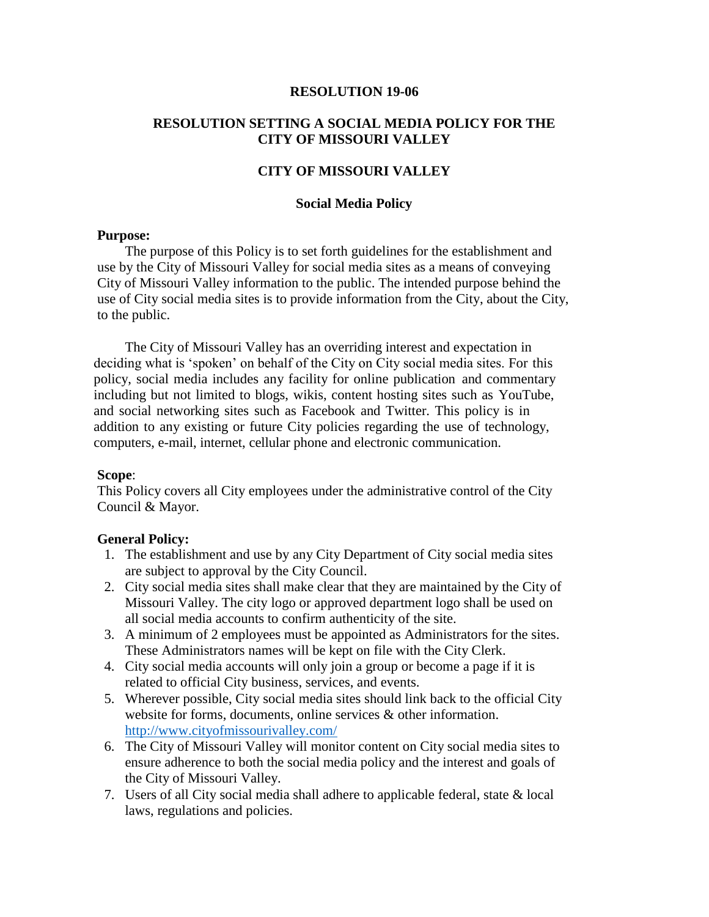# RESOLUTION 19-06

## RESOLUTION SETTING A SOCIAL MEDIA POLICY FOR THE CITY OF MISSOURI VALLEY

## CITY OF MISSOURI VALLEY

### Social Media Policy

**Purpose:**

The purpose of this Policy is to set forth guidelines for the establishment and use by the City of Missouri Valley for social media sites as a means of conveying City of Missouri Valley information to the public. The intended purpose behind the use of City social media sites is to provide information from the City, about the City, to the public.

The City of Missouri Valley has an overriding interest and expectation in deciding what is 'spoken' on behalf of the City on City social media sites. For this policy, social media includes any facility for online publication and commentary including but not limited to blogs, wikis, content hosting sites such as YouTube, and social networking sites such as Facebook and Twitter. This policy is in addition to any existing or future City policies regarding the use of technology, computers, e-mail, internet, cellular phone and electronic communication.

**Scope**:

This Policy covers all City employees under the administrative control of the City Council & Mayor.

**General Policy:**

1. The establishment and use by any City Department of City social media sites are subject to approval by the City Council.
2. City social media sites shall make clear that they are maintained by the City of Missouri Valley. The city logo or approved department logo shall be used on all social media accounts to confirm authenticity of the site.
3. A minimum of 2 employees must be appointed as Administrators for the sites. These Administrators names will be kept on file with the City Clerk.
4. City social media accounts will only join a group or become a page if it is related to official City business, services, and events.
5. Wherever possible, City social media sites should link back to the official City website for forms, documents, online services & other information. http://www.cityofmissourivalley.com/
6. The City of Missouri Valley will monitor content on City social media sites to ensure adherence to both the social media policy and the interest and goals of the City of Missouri Valley.
7. Users of all City social media shall adhere to applicable federal, state & local laws, regulations and policies.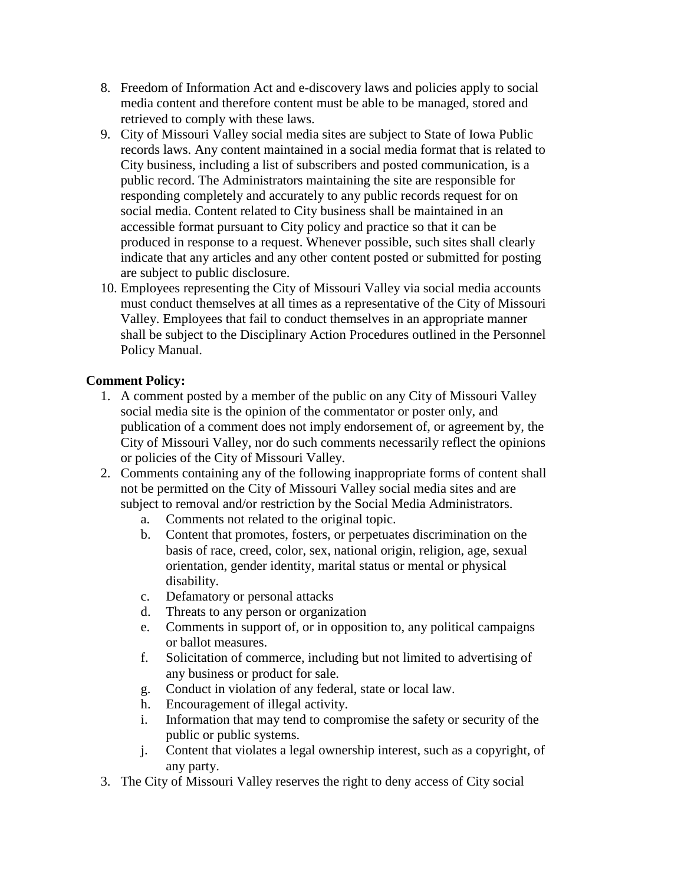8. Freedom of Information Act and e-discovery laws and policies apply to social media content and therefore content must be able to be managed, stored and retrieved to comply with these laws.
9. City of Missouri Valley social media sites are subject to State of Iowa Public records laws. Any content maintained in a social media format that is related to City business, including a list of subscribers and posted communication, is a public record. The Administrators maintaining the site are responsible for responding completely and accurately to any public records request for on social media. Content related to City business shall be maintained in an accessible format pursuant to City policy and practice so that it can be produced in response to a request. Whenever possible, such sites shall clearly indicate that any articles and any other content posted or submitted for posting are subject to public disclosure.
10. Employees representing the City of Missouri Valley via social media accounts must conduct themselves at all times as a representative of the City of Missouri Valley. Employees that fail to conduct themselves in an appropriate manner shall be subject to the Disciplinary Action Procedures outlined in the Personnel Policy Manual.

**Comment Policy:**

1. A comment posted by a member of the public on any City of Missouri Valley social media site is the opinion of the commentator or poster only, and publication of a comment does not imply endorsement of, or agreement by, the City of Missouri Valley, nor do such comments necessarily reflect the opinions or policies of the City of Missouri Valley.
2. Comments containing any of the following inappropriate forms of content shall not be permitted on the City of Missouri Valley social media sites and are subject to removal and/or restriction by the Social Media Administrators.
   a. Comments not related to the original topic.
   b. Content that promotes, fosters, or perpetuates discrimination on the basis of race, creed, color, sex, national origin, religion, age, sexual orientation, gender identity, marital status or mental or physical disability.
   c. Defamatory or personal attacks
   d. Threats to any person or organization
   e. Comments in support of, or in opposition to, any political campaigns or ballot measures.
   f. Solicitation of commerce, including but not limited to advertising of any business or product for sale.
   g. Conduct in violation of any federal, state or local law.
   h. Encouragement of illegal activity.
   i. Information that may tend to compromise the safety or security of the public or public systems.
   j. Content that violates a legal ownership interest, such as a copyright, of any party.
3. The City of Missouri Valley reserves the right to deny access of City social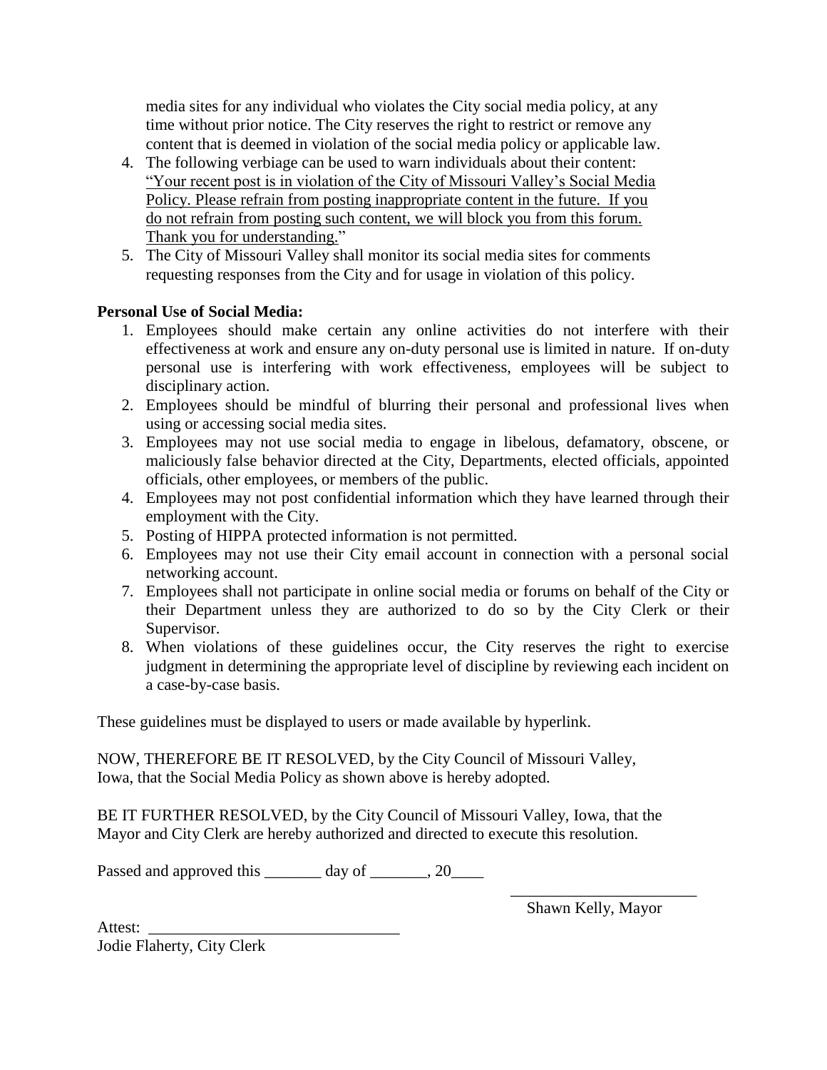media sites for any individual who violates the City social media policy, at any time without prior notice. The City reserves the right to restrict or remove any content that is deemed in violation of the social media policy or applicable law.

4. The following verbiage can be used to warn individuals about their content: "<u>Your recent post is in violation of the City of Missouri Valley's Social Media Policy. Please refrain from posting inappropriate content in the future. If you do not refrain from posting such content, we will block you from this forum. Thank you for understanding.</u>"
5. The City of Missouri Valley shall monitor its social media sites for comments requesting responses from the City and for usage in violation of this policy.

**Personal Use of Social Media:**

1. Employees should make certain any online activities do not interfere with their effectiveness at work and ensure any on-duty personal use is limited in nature. If on-duty personal use is interfering with work effectiveness, employees will be subject to disciplinary action.
2. Employees should be mindful of blurring their personal and professional lives when using or accessing social media sites.
3. Employees may not use social media to engage in libelous, defamatory, obscene, or maliciously false behavior directed at the City, Departments, elected officials, appointed officials, other employees, or members of the public.
4. Employees may not post confidential information which they have learned through their employment with the City.
5. Posting of HIPPA protected information is not permitted.
6. Employees may not use their City email account in connection with a personal social networking account.
7. Employees shall not participate in online social media or forums on behalf of the City or their Department unless they are authorized to do so by the City Clerk or their Supervisor.
8. When violations of these guidelines occur, the City reserves the right to exercise judgment in determining the appropriate level of discipline by reviewing each incident on a case-by-case basis.

These guidelines must be displayed to users or made available by hyperlink.

NOW, THEREFORE BE IT RESOLVED, by the City Council of Missouri Valley, Iowa, that the Social Media Policy as shown above is hereby adopted.

BE IT FURTHER RESOLVED, by the City Council of Missouri Valley, Iowa, that the Mayor and City Clerk are hereby authorized and directed to execute this resolution.

Passed and approved this _______ day of _______, 20____

_______________________
Shawn Kelly, Mayor

Attest: _______________________________
Jodie Flaherty, City Clerk